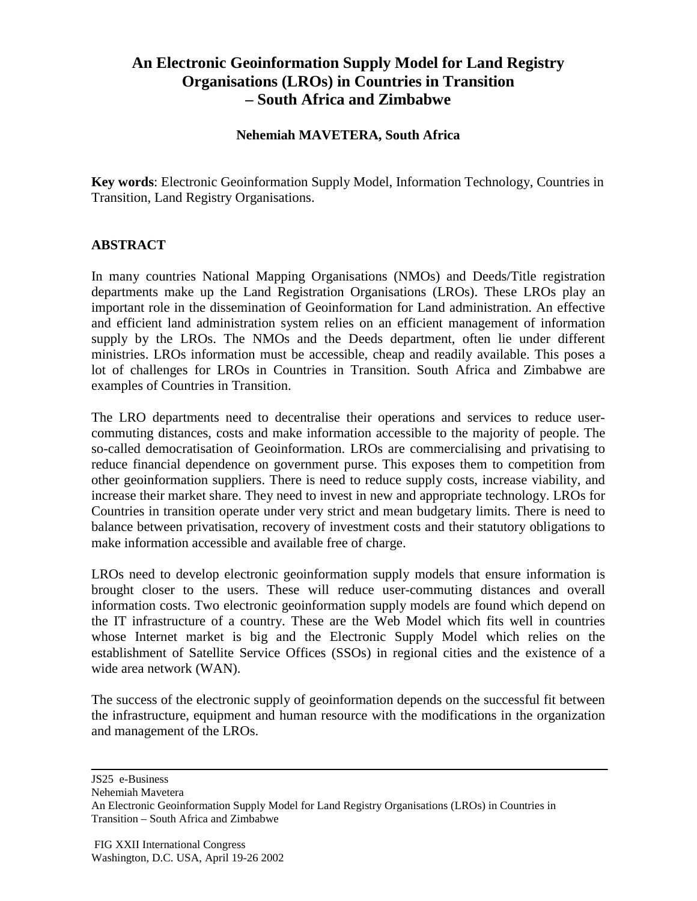# An Electronic Geoinformation Supply Model for Land Registry Organisations (LROs) in Countries in Transition – South Africa and Zimbabwe

**Nehemiah MAVETERA, South Africa**

**Key words**: Electronic Geoinformation Supply Model, Information Technology, Countries in Transition, Land Registry Organisations.

## ABSTRACT

In many countries National Mapping Organisations (NMOs) and Deeds/Title registration departments make up the Land Registration Organisations (LROs). These LROs play an important role in the dissemination of Geoinformation for Land administration. An effective and efficient land administration system relies on an efficient management of information supply by the LROs. The NMOs and the Deeds department, often lie under different ministries. LROs information must be accessible, cheap and readily available. This poses a lot of challenges for LROs in Countries in Transition. South Africa and Zimbabwe are examples of Countries in Transition.

The LRO departments need to decentralise their operations and services to reduce user-commuting distances, costs and make information accessible to the majority of people. The so-called democratisation of Geoinformation. LROs are commercialising and privatising to reduce financial dependence on government purse. This exposes them to competition from other geoinformation suppliers. There is need to reduce supply costs, increase viability, and increase their market share. They need to invest in new and appropriate technology. LROs for Countries in transition operate under very strict and mean budgetary limits. There is need to balance between privatisation, recovery of investment costs and their statutory obligations to make information accessible and available free of charge.

LROs need to develop electronic geoinformation supply models that ensure information is brought closer to the users. These will reduce user-commuting distances and overall information costs. Two electronic geoinformation supply models are found which depend on the IT infrastructure of a country. These are the Web Model which fits well in countries whose Internet market is big and the Electronic Supply Model which relies on the establishment of Satellite Service Offices (SSOs) in regional cities and the existence of a wide area network (WAN).

The success of the electronic supply of geoinformation depends on the successful fit between the infrastructure, equipment and human resource with the modifications in the organization and management of the LROs.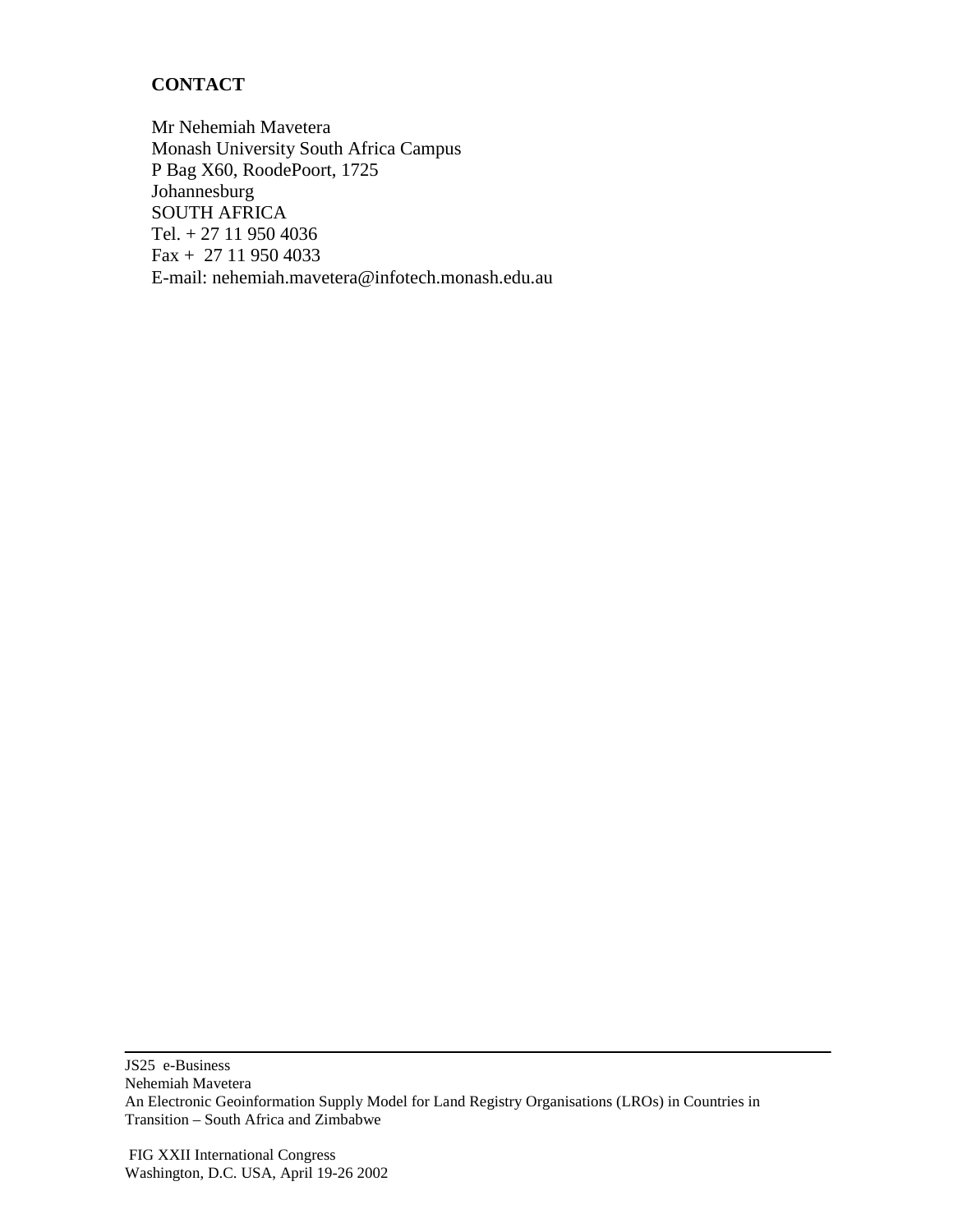**CONTACT**

Mr Nehemiah Mavetera
Monash University South Africa Campus
P Bag X60, RoodePoort, 1725
Johannesburg
SOUTH AFRICA
Tel. + 27 11 950 4036
Fax + 27 11 950 4033
E-mail: nehemiah.mavetera@infotech.monash.edu.au